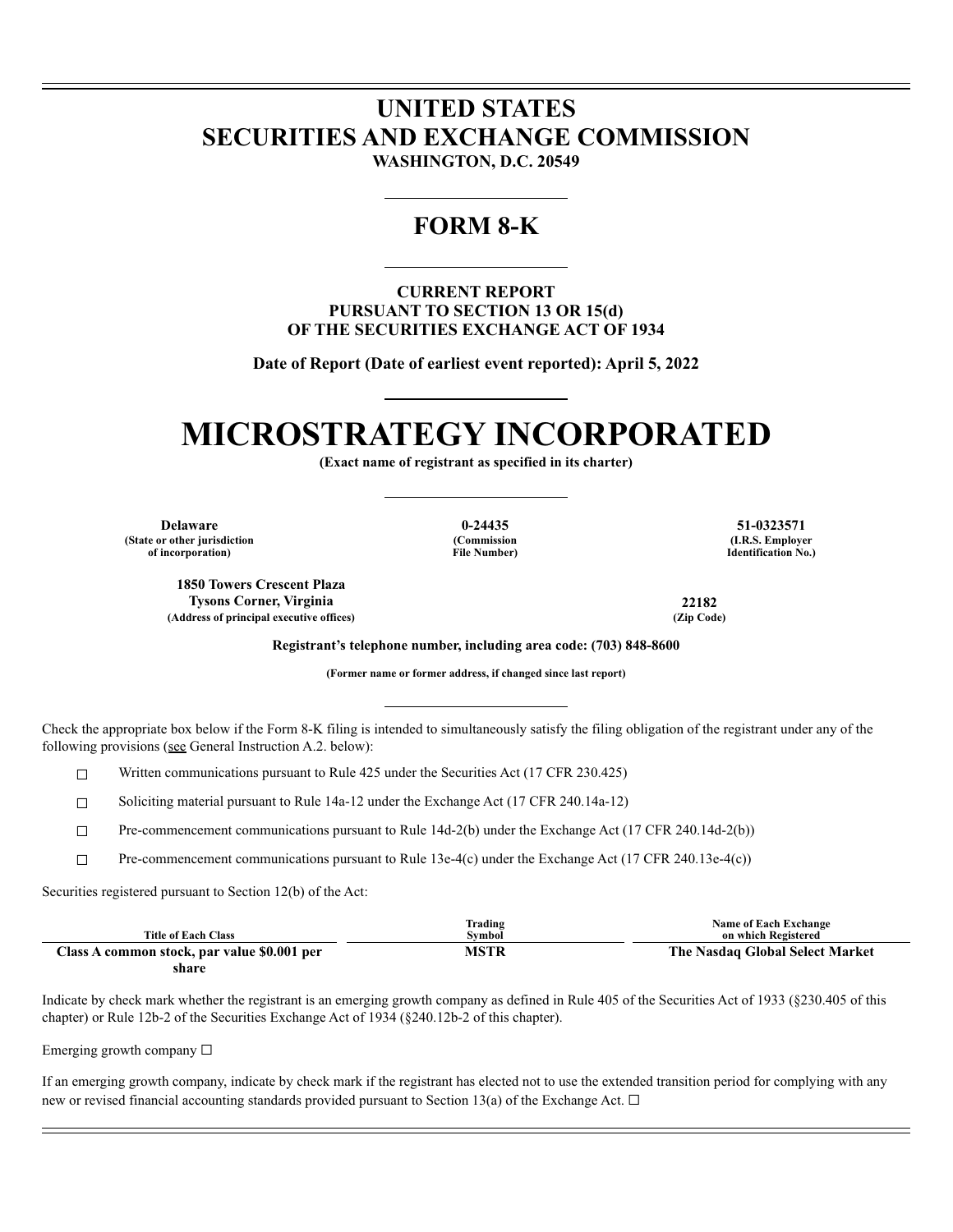# UNITED STATES
# SECURITIES AND EXCHANGE COMMISSION
**WASHINGTON, D.C. 20549**

---

## FORM 8-K

---

**CURRENT REPORT**
**PURSUANT TO SECTION 13 OR 15(d)**
**OF THE SECURITIES EXCHANGE ACT OF 1934**

**Date of Report (Date of earliest event reported): April 5, 2022**

---

# MICROSTRATEGY INCORPORATED
**(Exact name of registrant as specified in its charter)**

---

| Delaware | 0-24435 | 51-0323571 |
|---|---|---|
| (State or other jurisdiction of incorporation) | (Commission File Number) | (I.R.S. Employer Identification No.) |

| 1850 Towers Crescent Plaza Tysons Corner, Virginia | 22182 |
|---|---|
| (Address of principal executive offices) | (Zip Code) |

**Registrant's telephone number, including area code: (703) 848-8600**

**(Former name or former address, if changed since last report)**

---

Check the appropriate box below if the Form 8-K filing is intended to simultaneously satisfy the filing obligation of the registrant under any of the following provisions (see General Instruction A.2. below):

☐ Written communications pursuant to Rule 425 under the Securities Act (17 CFR 230.425)

☐ Soliciting material pursuant to Rule 14a-12 under the Exchange Act (17 CFR 240.14a-12)

☐ Pre-commencement communications pursuant to Rule 14d-2(b) under the Exchange Act (17 CFR 240.14d-2(b))

☐ Pre-commencement communications pursuant to Rule 13e-4(c) under the Exchange Act (17 CFR 240.13e-4(c))

Securities registered pursuant to Section 12(b) of the Act:

| Title of Each Class | Trading Symbol | Name of Each Exchange on which Registered |
|---|---|---|
| **Class A common stock, par value $0.001 per share** | **MSTR** | **The Nasdaq Global Select Market** |

Indicate by check mark whether the registrant is an emerging growth company as defined in Rule 405 of the Securities Act of 1933 (§230.405 of this chapter) or Rule 12b-2 of the Securities Exchange Act of 1934 (§240.12b-2 of this chapter).

Emerging growth company ☐

If an emerging growth company, indicate by check mark if the registrant has elected not to use the extended transition period for complying with any new or revised financial accounting standards provided pursuant to Section 13(a) of the Exchange Act. ☐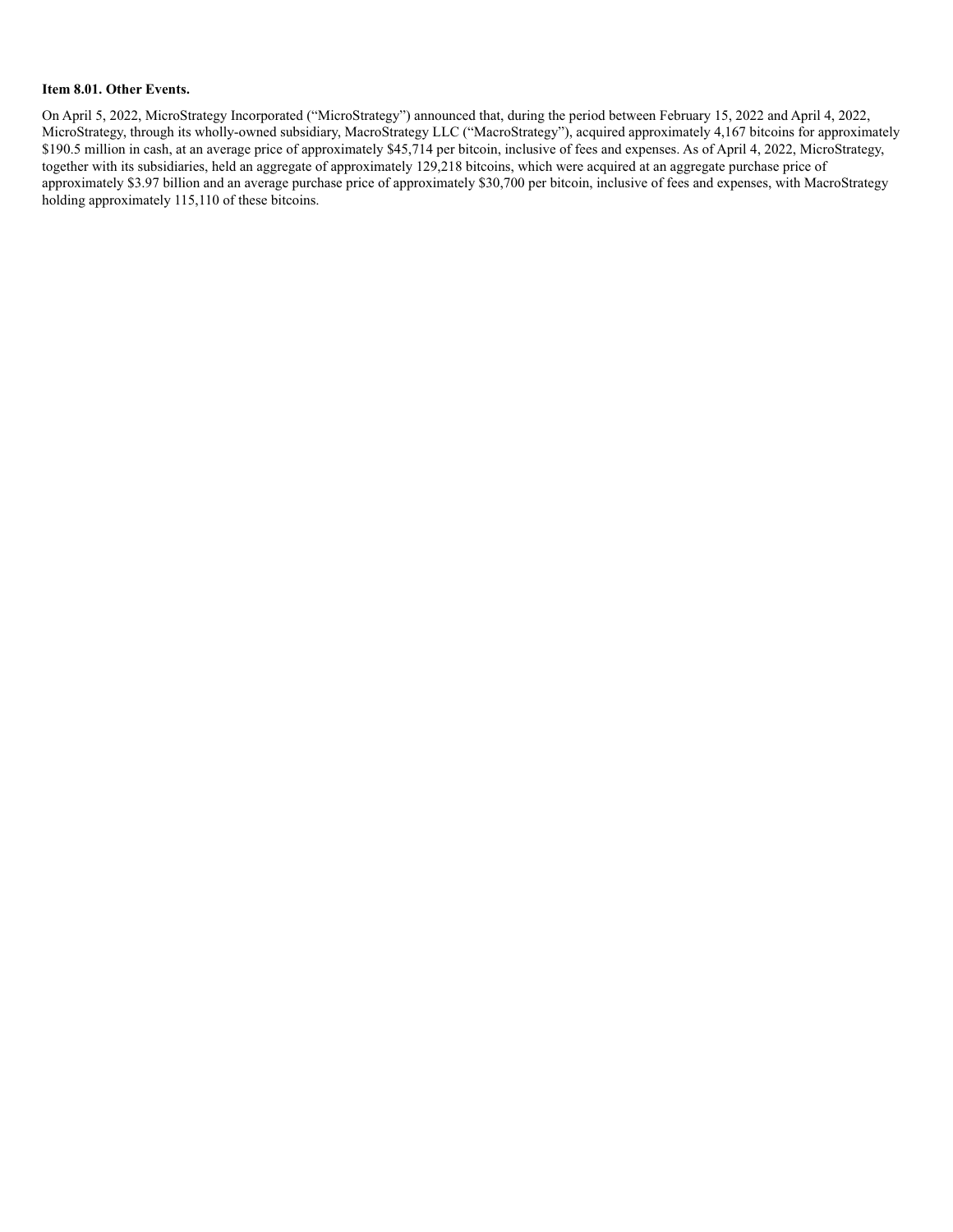**Item 8.01. Other Events.**

On April 5, 2022, MicroStrategy Incorporated ("MicroStrategy") announced that, during the period between February 15, 2022 and April 4, 2022, MicroStrategy, through its wholly-owned subsidiary, MacroStrategy LLC ("MacroStrategy"), acquired approximately 4,167 bitcoins for approximately $190.5 million in cash, at an average price of approximately $45,714 per bitcoin, inclusive of fees and expenses. As of April 4, 2022, MicroStrategy, together with its subsidiaries, held an aggregate of approximately 129,218 bitcoins, which were acquired at an aggregate purchase price of approximately $3.97 billion and an average purchase price of approximately $30,700 per bitcoin, inclusive of fees and expenses, with MacroStrategy holding approximately 115,110 of these bitcoins.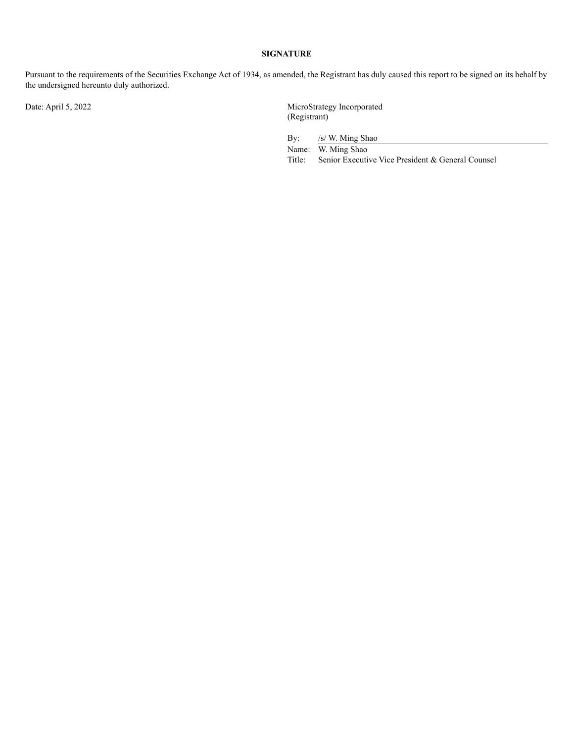**SIGNATURE**

Pursuant to the requirements of the Securities Exchange Act of 1934, as amended, the Registrant has duly caused this report to be signed on its behalf by the undersigned hereunto duly authorized.

Date: April 5, 2022

MicroStrategy Incorporated
(Registrant)

By: /s/ W. Ming Shao
Name: W. Ming Shao
Title: Senior Executive Vice President & General Counsel